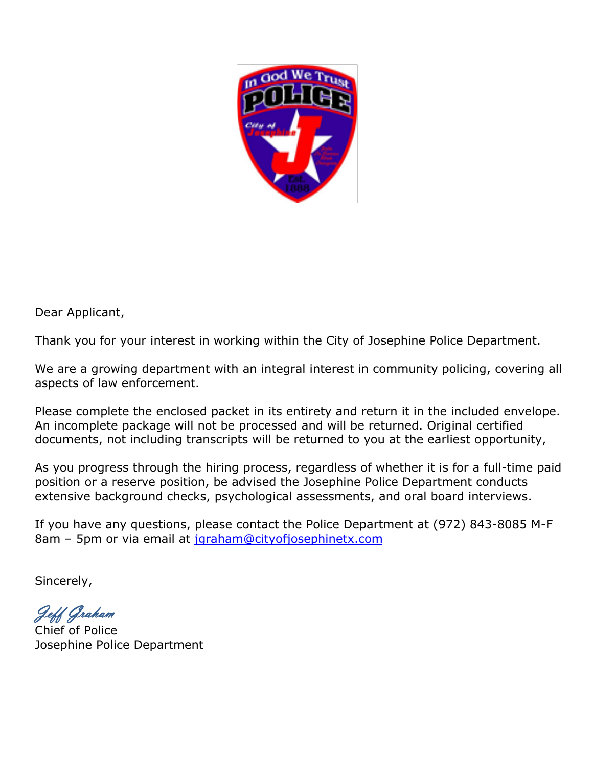Dear Applicant,

Thank you for your interest in working within the City of Josephine Police Department.

We are a growing department with an integral interest in community policing, covering all aspects of law enforcement.

Please complete the enclosed packet in its entirety and return it in the included envelope. An incomplete package will not be processed and will be returned. Original certified documents, not including transcripts will be returned to you at the earliest opportunity,

As you progress through the hiring process, regardless of whether it is for a full-time paid position or a reserve position, be advised the Josephine Police Department conducts extensive background checks, psychological assessments, and oral board interviews.

If you have any questions, please contact the Police Department at (972) 843-8085 M-F 8am – 5pm or via email at [jgraham@cityofjosephinetx.com](mailto:jgraham@cityofjosephinetx.com)

Sincerely,

*Jeff Graham*
Chief of Police
Josephine Police Department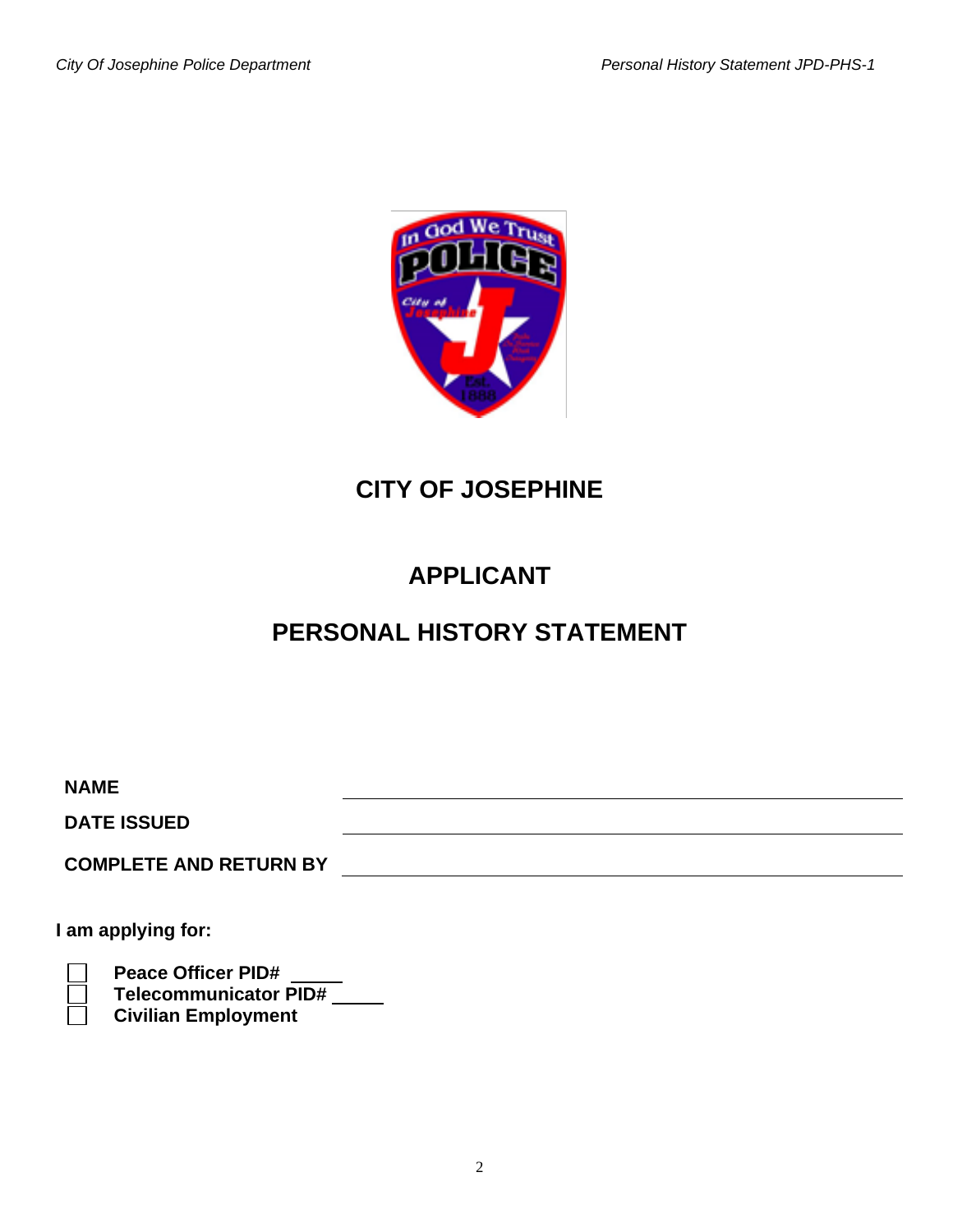# CITY OF JOSEPHINE

## APPLICANT

## PERSONAL HISTORY STATEMENT

**NAME** ______________________________

**DATE ISSUED** ______________________________

**COMPLETE AND RETURN BY** ______________________________

**I am applying for:**

- ☐ **Peace Officer PID#** _____
- ☐ **Telecommunicator PID#** _____
- ☐ **Civilian Employment**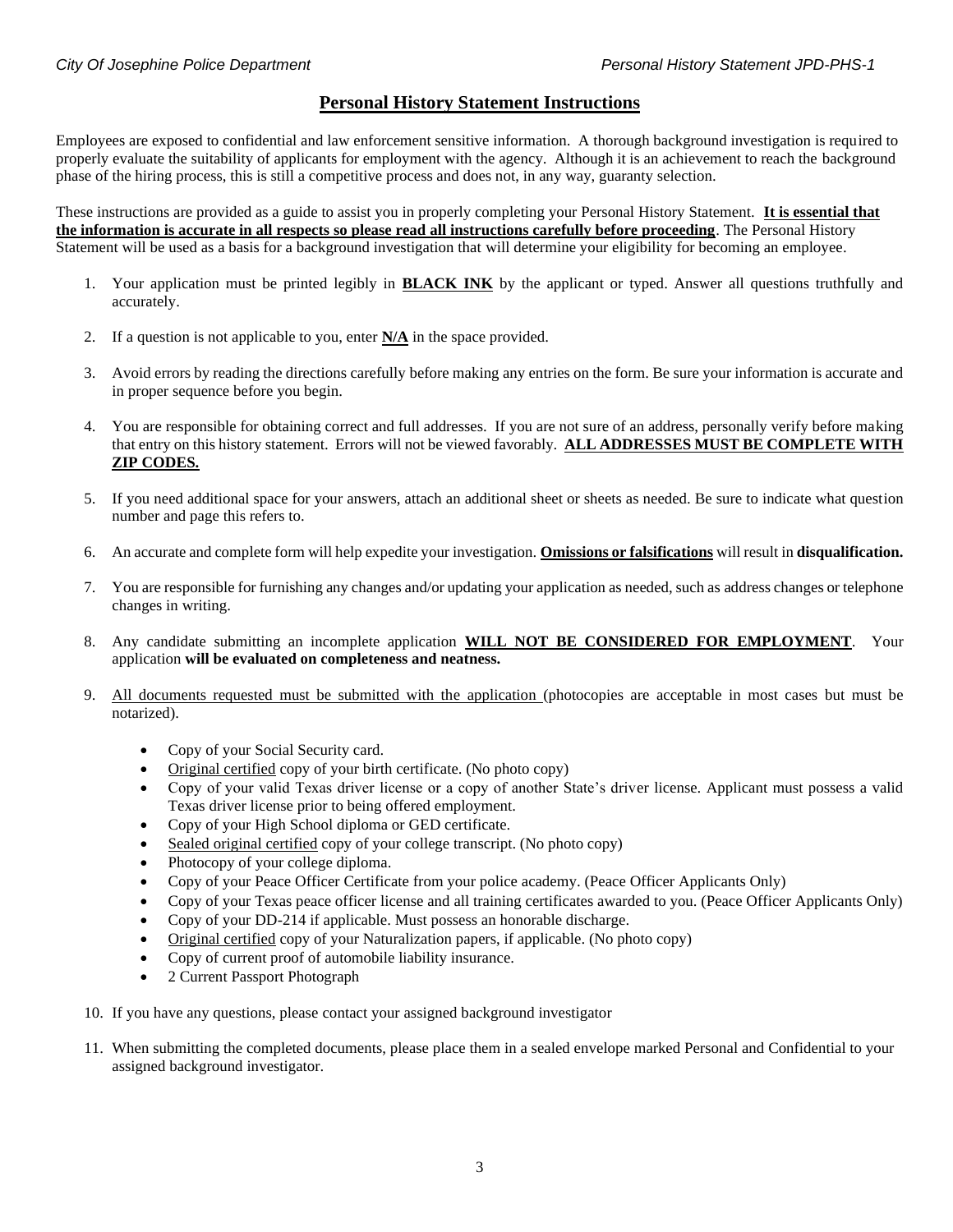## **Personal History Statement Instructions**

Employees are exposed to confidential and law enforcement sensitive information. A thorough background investigation is required to properly evaluate the suitability of applicants for employment with the agency. Although it is an achievement to reach the background phase of the hiring process, this is still a competitive process and does not, in any way, guaranty selection.

These instructions are provided as a guide to assist you in properly completing your Personal History Statement. **It is essential that the information is accurate in all respects so please read all instructions carefully before proceeding**. The Personal History Statement will be used as a basis for a background investigation that will determine your eligibility for becoming an employee.

1. Your application must be printed legibly in **BLACK INK** by the applicant or typed. Answer all questions truthfully and accurately.
2. If a question is not applicable to you, enter **N/A** in the space provided.
3. Avoid errors by reading the directions carefully before making any entries on the form. Be sure your information is accurate and in proper sequence before you begin.
4. You are responsible for obtaining correct and full addresses. If you are not sure of an address, personally verify before making that entry on this history statement. Errors will not be viewed favorably. **ALL ADDRESSES MUST BE COMPLETE WITH ZIP CODES.**
5. If you need additional space for your answers, attach an additional sheet or sheets as needed. Be sure to indicate what question number and page this refers to.
6. An accurate and complete form will help expedite your investigation. **Omissions or falsifications** will result in **disqualification.**
7. You are responsible for furnishing any changes and/or updating your application as needed, such as address changes or telephone changes in writing.
8. Any candidate submitting an incomplete application **WILL NOT BE CONSIDERED FOR EMPLOYMENT**. Your application **will be evaluated on completeness and neatness.**
9. All documents requested must be submitted with the application (photocopies are acceptable in most cases but must be notarized).
   - Copy of your Social Security card.
   - Original certified copy of your birth certificate. (No photo copy)
   - Copy of your valid Texas driver license or a copy of another State's driver license. Applicant must possess a valid Texas driver license prior to being offered employment.
   - Copy of your High School diploma or GED certificate.
   - Sealed original certified copy of your college transcript. (No photo copy)
   - Photocopy of your college diploma.
   - Copy of your Peace Officer Certificate from your police academy. (Peace Officer Applicants Only)
   - Copy of your Texas peace officer license and all training certificates awarded to you. (Peace Officer Applicants Only)
   - Copy of your DD-214 if applicable. Must possess an honorable discharge.
   - Original certified copy of your Naturalization papers, if applicable. (No photo copy)
   - Copy of current proof of automobile liability insurance.
   - 2 Current Passport Photograph
10. If you have any questions, please contact your assigned background investigator
11. When submitting the completed documents, please place them in a sealed envelope marked Personal and Confidential to your assigned background investigator.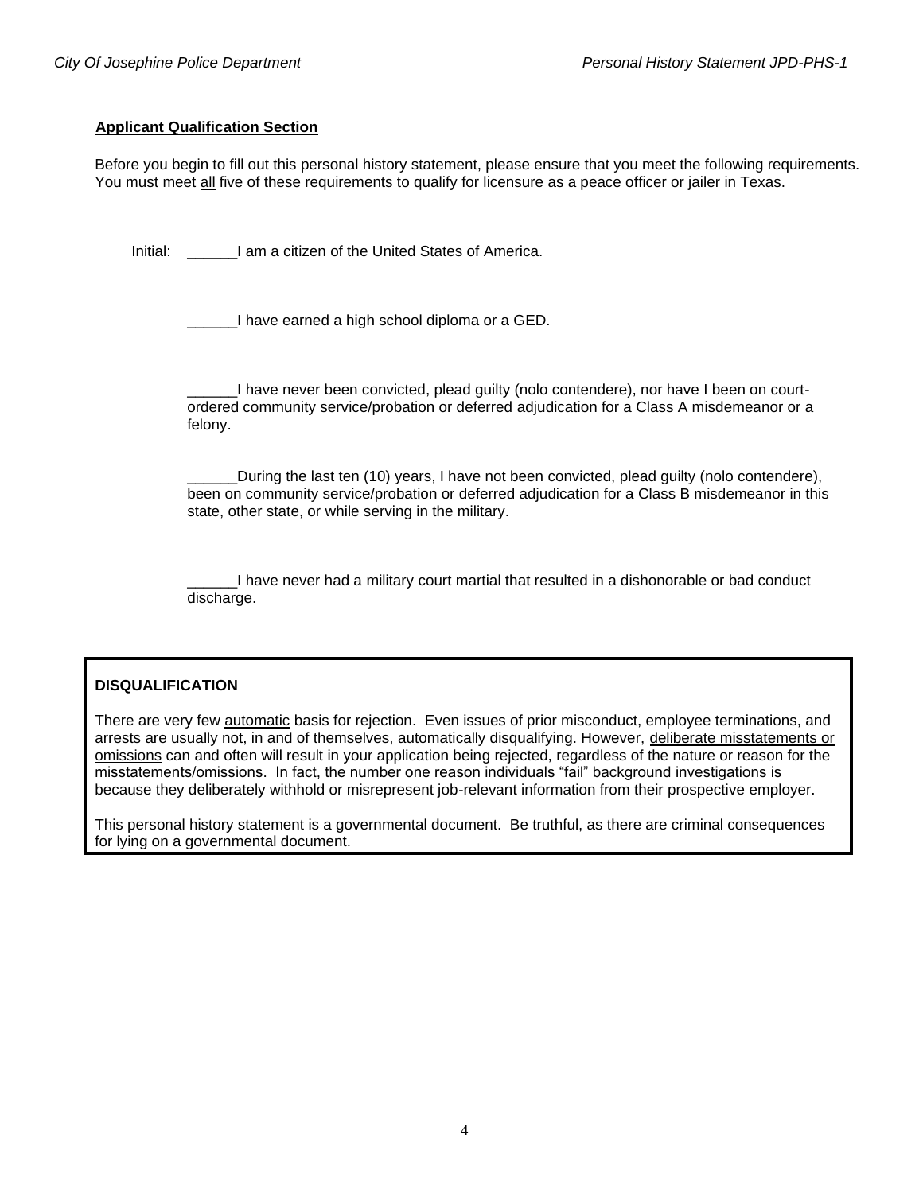## Applicant Qualification Section

Before you begin to fill out this personal history statement, please ensure that you meet the following requirements. You must meet all five of these requirements to qualify for licensure as a peace officer or jailer in Texas.

Initial: ______I am a citizen of the United States of America.

______I have earned a high school diploma or a GED.

______I have never been convicted, plead guilty (nolo contendere), nor have I been on court-ordered community service/probation or deferred adjudication for a Class A misdemeanor or a felony.

______During the last ten (10) years, I have not been convicted, plead guilty (nolo contendere), been on community service/probation or deferred adjudication for a Class B misdemeanor in this state, other state, or while serving in the military.

______I have never had a military court martial that resulted in a dishonorable or bad conduct discharge.

**DISQUALIFICATION**

There are very few automatic basis for rejection. Even issues of prior misconduct, employee terminations, and arrests are usually not, in and of themselves, automatically disqualifying. However, deliberate misstatements or omissions can and often will result in your application being rejected, regardless of the nature or reason for the misstatements/omissions. In fact, the number one reason individuals "fail" background investigations is because they deliberately withhold or misrepresent job-relevant information from their prospective employer.

This personal history statement is a governmental document. Be truthful, as there are criminal consequences for lying on a governmental document.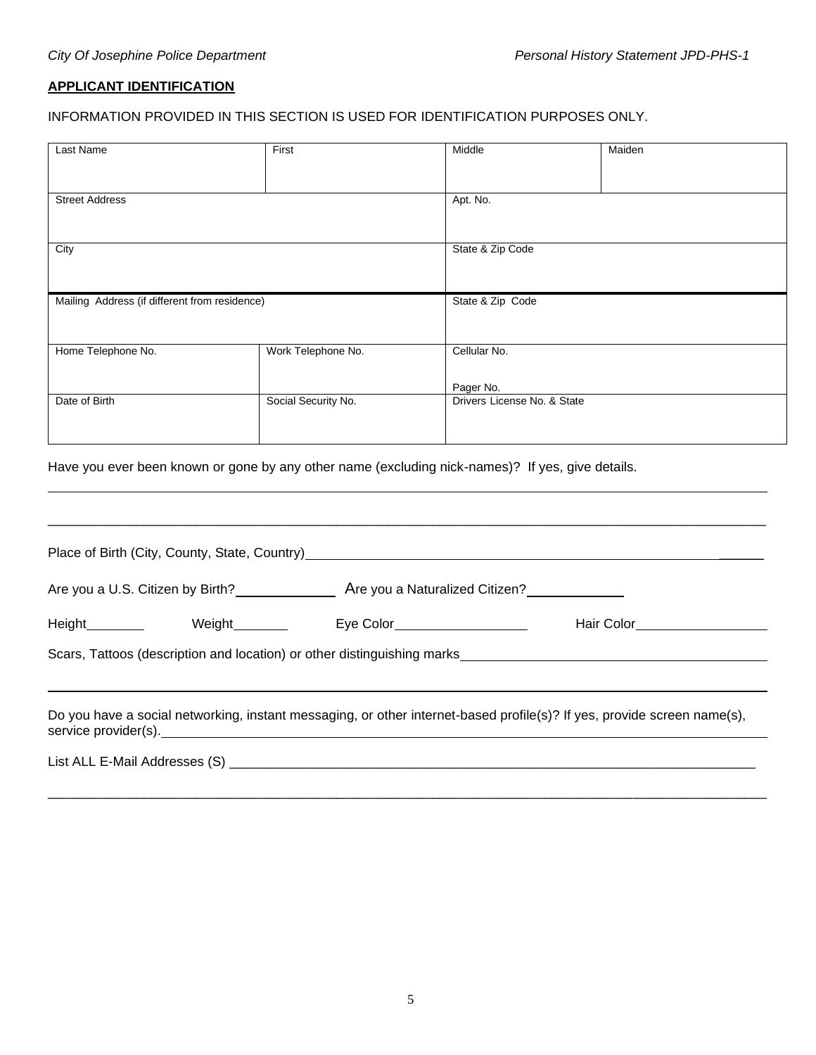**APPLICANT IDENTIFICATION**

INFORMATION PROVIDED IN THIS SECTION IS USED FOR IDENTIFICATION PURPOSES ONLY.

| Last Name | First | Middle | Maiden |
|---|---|---|---|
| Street Address | | Apt. No. | |
| City | | State & Zip Code | |
| Mailing Address (if different from residence) | | State & Zip Code | |
| Home Telephone No. | Work Telephone No. | Cellular No.<br><br>Pager No. | |
| Date of Birth | Social Security No. | Drivers License No. & State | |

Have you ever been known or gone by any other name (excluding nick-names)? If yes, give details.

______________________________________________________________________________

______________________________________________________________________________

Place of Birth (City, County, State, Country)______________________________________________

Are you a U.S. Citizen by Birth?____________ Are you a Naturalized Citizen?____________

Height________ Weight_______ Eye Color_________________ Hair Color_________________

Scars, Tattoos (description and location) or other distinguishing marks_________________________

______________________________________________________________________________

Do you have a social networking, instant messaging, or other internet-based profile(s)? If yes, provide screen name(s), service provider(s).___________________________________________________________

List ALL E-Mail Addresses (S) ____________________________________________________________

______________________________________________________________________________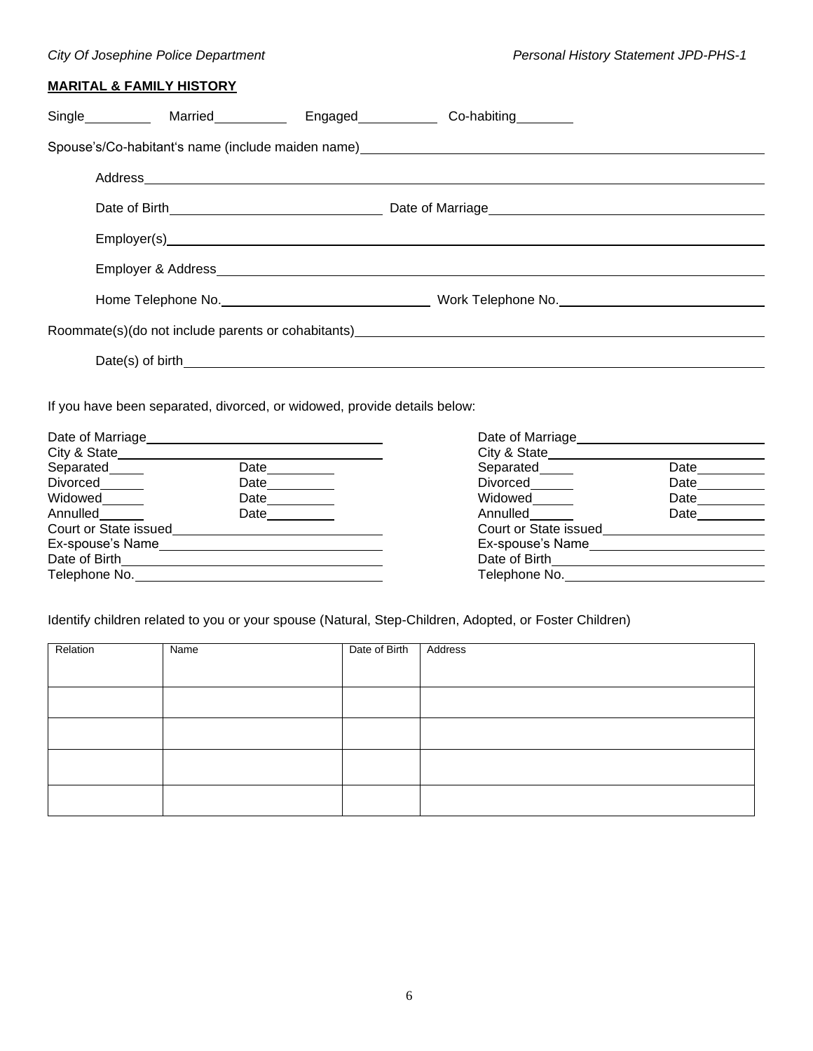**MARITAL & FAMILY HISTORY**

Single\_\_\_\_\_\_\_\_\_ Married\_\_\_\_\_\_\_\_\_ Engaged\_\_\_\_\_\_\_\_\_ Co-habiting\_\_\_\_\_\_\_\_\_

Spouse's/Co-habitant's name (include maiden name)\_\_\_\_\_\_\_\_\_\_\_\_\_\_\_\_\_\_\_\_\_\_\_\_\_\_\_\_\_\_

Address\_\_\_\_\_\_\_\_\_\_\_\_\_\_\_\_\_\_\_\_\_\_\_\_\_\_\_\_\_\_

Date of Birth\_\_\_\_\_\_\_\_\_\_\_\_\_\_\_\_\_\_\_\_ Date of Marriage\_\_\_\_\_\_\_\_\_\_\_\_\_\_\_\_\_\_\_\_

Employer(s)\_\_\_\_\_\_\_\_\_\_\_\_\_\_\_\_\_\_\_\_\_\_\_\_\_\_\_\_\_\_

Employer & Address\_\_\_\_\_\_\_\_\_\_\_\_\_\_\_\_\_\_\_\_\_\_\_\_\_\_\_\_\_\_

Home Telephone No.\_\_\_\_\_\_\_\_\_\_\_\_\_\_\_\_\_\_\_\_ Work Telephone No.\_\_\_\_\_\_\_\_\_\_\_\_\_\_\_\_\_\_\_\_

Roommate(s)(do not include parents or cohabitants)\_\_\_\_\_\_\_\_\_\_\_\_\_\_\_\_\_\_\_\_\_\_\_\_\_\_\_\_\_\_

Date(s) of birth\_\_\_\_\_\_\_\_\_\_\_\_\_\_\_\_\_\_\_\_\_\_\_\_\_\_\_\_\_\_

If you have been separated, divorced, or widowed, provide details below:

Date of Marriage\_\_\_\_\_\_\_\_\_\_\_\_\_\_\_\_\_\_\_\_
City & State\_\_\_\_\_\_\_\_\_\_\_\_\_\_\_\_\_\_\_\_
Separated\_\_\_\_\_ Date\_\_\_\_\_\_\_\_\_
Divorced\_\_\_\_\_ Date\_\_\_\_\_\_\_\_\_
Widowed\_\_\_\_\_ Date\_\_\_\_\_\_\_\_\_
Annulled\_\_\_\_\_ Date\_\_\_\_\_\_\_\_\_
Court or State issued\_\_\_\_\_\_\_\_\_\_\_\_\_\_\_\_\_\_\_\_
Ex-spouse's Name\_\_\_\_\_\_\_\_\_\_\_\_\_\_\_\_\_\_\_\_
Date of Birth\_\_\_\_\_\_\_\_\_\_\_\_\_\_\_\_\_\_\_\_
Telephone No.\_\_\_\_\_\_\_\_\_\_\_\_\_\_\_\_\_\_\_\_

Date of Marriage\_\_\_\_\_\_\_\_\_\_\_\_\_\_\_\_\_\_\_\_
City & State\_\_\_\_\_\_\_\_\_\_\_\_\_\_\_\_\_\_\_\_
Separated\_\_\_\_\_ Date\_\_\_\_\_\_\_\_\_
Divorced\_\_\_\_\_ Date\_\_\_\_\_\_\_\_\_
Widowed\_\_\_\_\_ Date\_\_\_\_\_\_\_\_\_
Annulled\_\_\_\_\_ Date\_\_\_\_\_\_\_\_\_
Court or State issued\_\_\_\_\_\_\_\_\_\_\_\_\_\_\_\_\_\_\_\_
Ex-spouse's Name\_\_\_\_\_\_\_\_\_\_\_\_\_\_\_\_\_\_\_\_
Date of Birth\_\_\_\_\_\_\_\_\_\_\_\_\_\_\_\_\_\_\_\_
Telephone No.\_\_\_\_\_\_\_\_\_\_\_\_\_\_\_\_\_\_\_\_

Identify children related to you or your spouse (Natural, Step-Children, Adopted, or Foster Children)

| Relation | Name | Date of Birth | Address |
|---|---|---|---|
| | | | |
| | | | |
| | | | |
| | | | |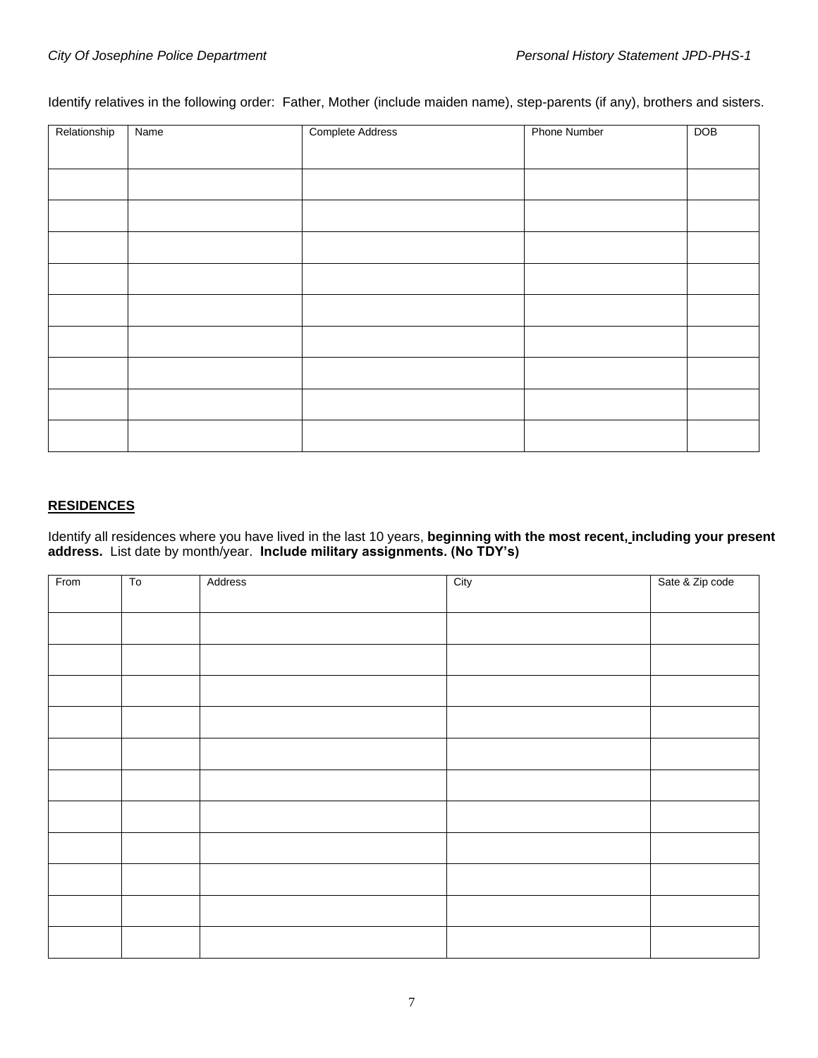Identify relatives in the following order: Father, Mother (include maiden name), step-parents (if any), brothers and sisters.

| Relationship | Name | Complete Address | Phone Number | DOB |
|---|---|---|---|---|
| | | | | |
| | | | | |
| | | | | |
| | | | | |
| | | | | |
| | | | | |
| | | | | |
| | | | | |
| | | | | |

## RESIDENCES

Identify all residences where you have lived in the last 10 years, **beginning with the most recent, including your present address.** List date by month/year. **Include military assignments. (No TDY's)**

| From | To | Address | City | Sate & Zip code |
|---|---|---|---|---|
| | | | | |
| | | | | |
| | | | | |
| | | | | |
| | | | | |
| | | | | |
| | | | | |
| | | | | |
| | | | | |
| | | | | |
| | | | | |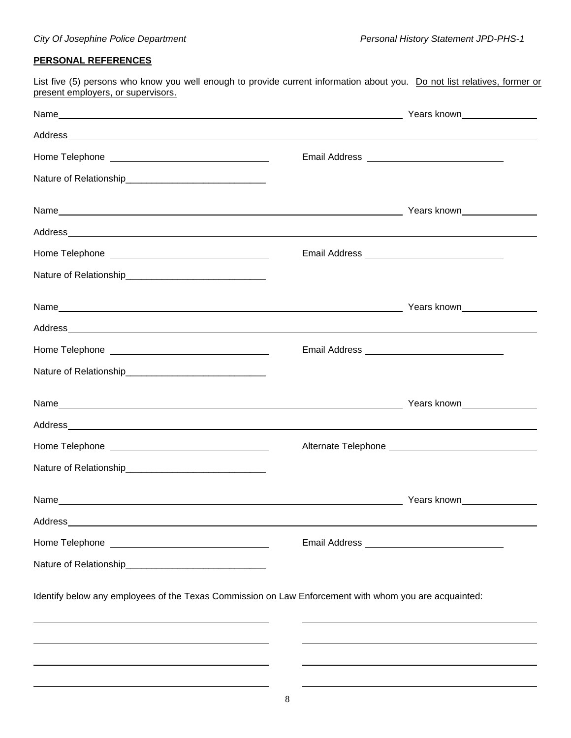## PERSONAL REFERENCES

List five (5) persons who know you well enough to provide current information about you. Do not list relatives, former or present employers, or supervisors.

Name_______________________________________________ Years known______________

Address______________________________________________________________________

Home Telephone ___________________________ Email Address ________________________

Nature of Relationship__________________________

Name_______________________________________________ Years known______________

Address______________________________________________________________________

Home Telephone ___________________________ Email Address ________________________

Nature of Relationship__________________________

Name_______________________________________________ Years known______________

Address______________________________________________________________________

Home Telephone ___________________________ Email Address ________________________

Nature of Relationship__________________________

Name_______________________________________________ Years known______________

Address______________________________________________________________________

Home Telephone ___________________________ Alternate Telephone ________________________

Nature of Relationship__________________________

Name_______________________________________________ Years known______________

Address______________________________________________________________________

Home Telephone ___________________________ Email Address ________________________

Nature of Relationship__________________________

Identify below any employees of the Texas Commission on Law Enforcement with whom you are acquainted:

___________________________________ ___________________________________

___________________________________ ___________________________________

___________________________________ ___________________________________

___________________________________ ___________________________________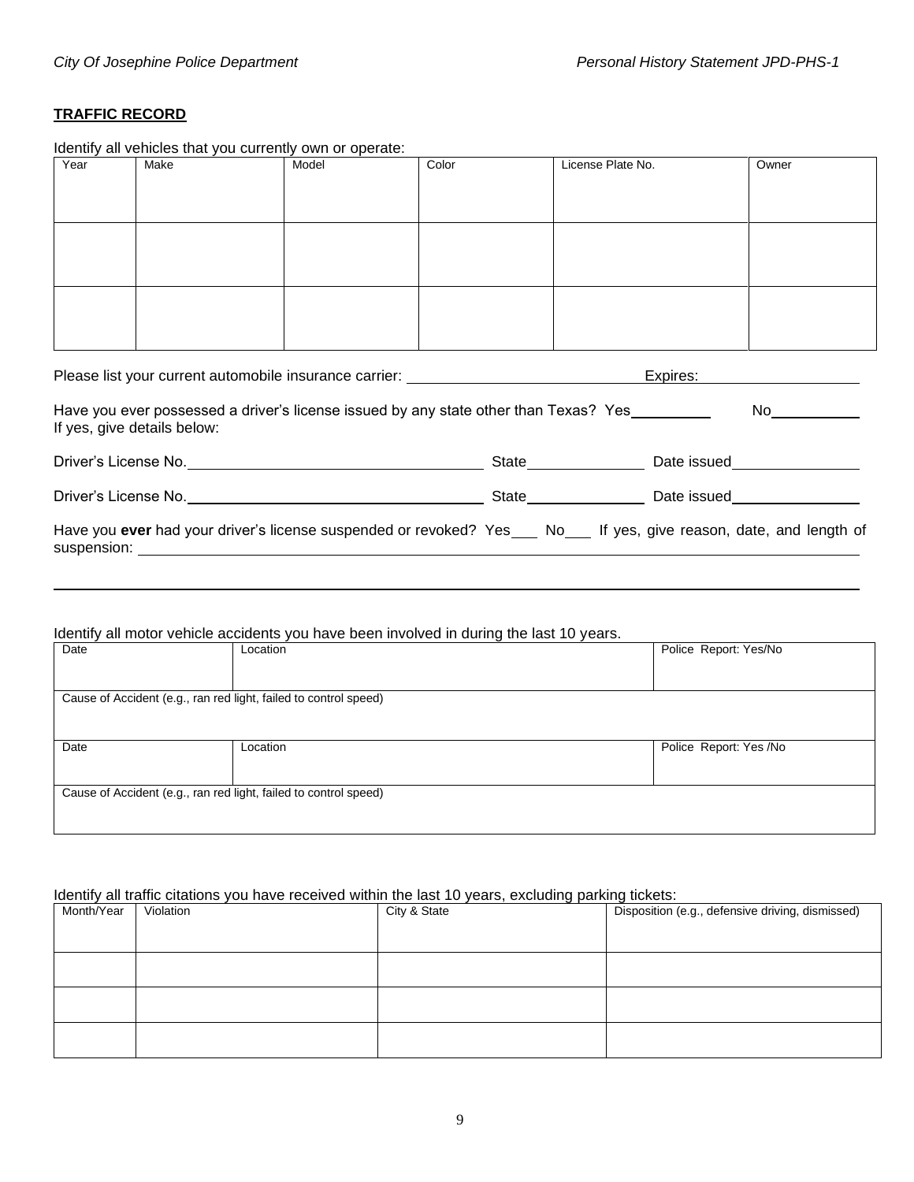**TRAFFIC RECORD**

Identify all vehicles that you currently own or operate:

| Year | Make | Model | Color | License Plate No. | Owner |
|---|---|---|---|---|---|
| | | | | | |
| | | | | | |
| | | | | | |

Please list your current automobile insurance carrier: ______________________________ Expires: ____________________

Have you ever possessed a driver's license issued by any state other than Texas? Yes__________ No___________
If yes, give details below:

Driver's License No.__________________________________ State______________ Date issued_______________

Driver's License No.__________________________________ State______________ Date issued_______________

Have you **ever** had your driver's license suspended or revoked? Yes___ No___ If yes, give reason, date, and length of suspension: ________________________________________________________________________________

________________________________________________________________________________

Identify all motor vehicle accidents you have been involved in during the last 10 years.

| Date | Location | Police Report: Yes/No |
|---|---|---|
| Cause of Accident (e.g., ran red light, failed to control speed) | | |
| Date | Location | Police Report: Yes /No |
| Cause of Accident (e.g., ran red light, failed to control speed) | | |

Identify all traffic citations you have received within the last 10 years, excluding parking tickets:

| Month/Year | Violation | City & State | Disposition (e.g., defensive driving, dismissed) |
|---|---|---|---|
| | | | |
| | | | |
| | | | |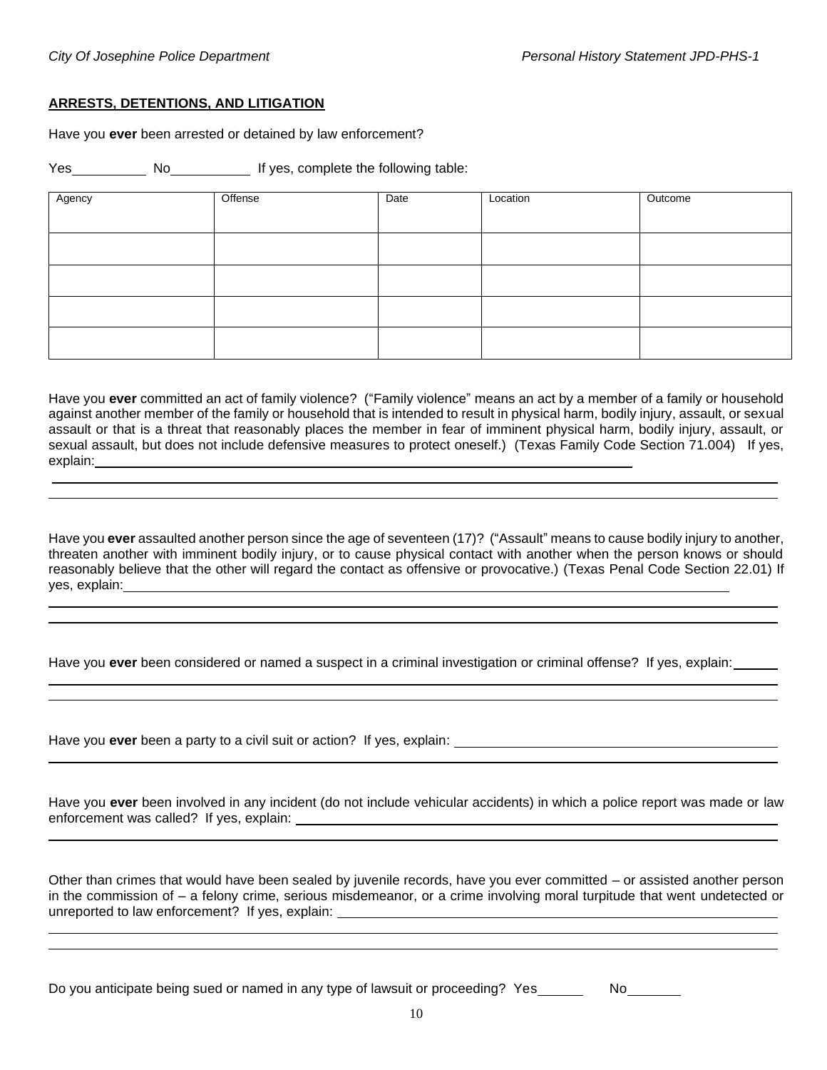**ARRESTS, DETENTIONS, AND LITIGATION**

Have you **ever** been arrested or detained by law enforcement?

Yes__________ No__________ If yes, complete the following table:

| Agency | Offense | Date | Location | Outcome |
|---|---|---|---|---|
| | | | | |
| | | | | |
| | | | | |
| | | | | |

Have you **ever** committed an act of family violence? ("Family violence" means an act by a member of a family or household against another member of the family or household that is intended to result in physical harm, bodily injury, assault, or sexual assault or that is a threat that reasonably places the member in fear of imminent physical harm, bodily injury, assault, or sexual assault, but does not include defensive measures to protect oneself.) (Texas Family Code Section 71.004) If yes, explain:

Have you **ever** assaulted another person since the age of seventeen (17)? ("Assault" means to cause bodily injury to another, threaten another with imminent bodily injury, or to cause physical contact with another when the person knows or should reasonably believe that the other will regard the contact as offensive or provocative.) (Texas Penal Code Section 22.01) If yes, explain:

Have you **ever** been considered or named a suspect in a criminal investigation or criminal offense? If yes, explain:

Have you **ever** been a party to a civil suit or action? If yes, explain:

Have you **ever** been involved in any incident (do not include vehicular accidents) in which a police report was made or law enforcement was called? If yes, explain:

Other than crimes that would have been sealed by juvenile records, have you ever committed – or assisted another person in the commission of – a felony crime, serious misdemeanor, or a crime involving moral turpitude that went undetected or unreported to law enforcement? If yes, explain:

Do you anticipate being sued or named in any type of lawsuit or proceeding? Yes______ No_______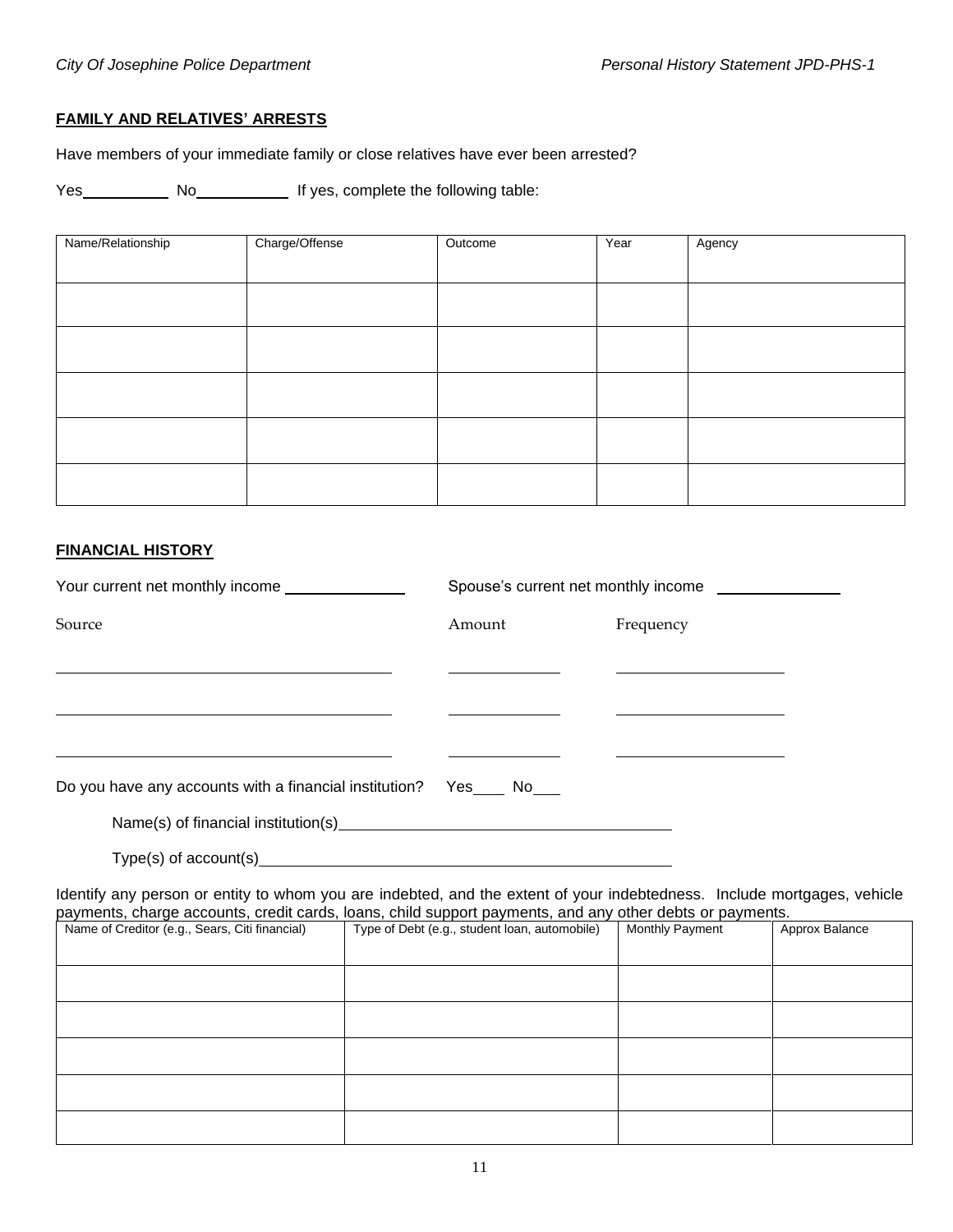**FAMILY AND RELATIVES' ARRESTS**

Have members of your immediate family or close relatives have ever been arrested?

Yes__________ No__________ If yes, complete the following table:

| Name/Relationship | Charge/Offense | Outcome | Year | Agency |
|---|---|---|---|---|
| | | | | |
| | | | | |
| | | | | |
| | | | | |
| | | | | |

**FINANCIAL HISTORY**

Your current net monthly income ______________ Spouse's current net monthly income ______________

| Source | Amount | Frequency |
|---|---|---|
| | | |
| | | |
| | | |

Do you have any accounts with a financial institution? Yes____ No___

Name(s) of financial institution(s)________________________________________

Type(s) of account(s)________________________________________________

Identify any person or entity to whom you are indebted, and the extent of your indebtedness. Include mortgages, vehicle payments, charge accounts, credit cards, loans, child support payments, and any other debts or payments.

| Name of Creditor (e.g., Sears, Citi financial) | Type of Debt (e.g., student loan, automobile) | Monthly Payment | Approx Balance |
|---|---|---|---|
| | | | |
| | | | |
| | | | |
| | | | |
| | | | |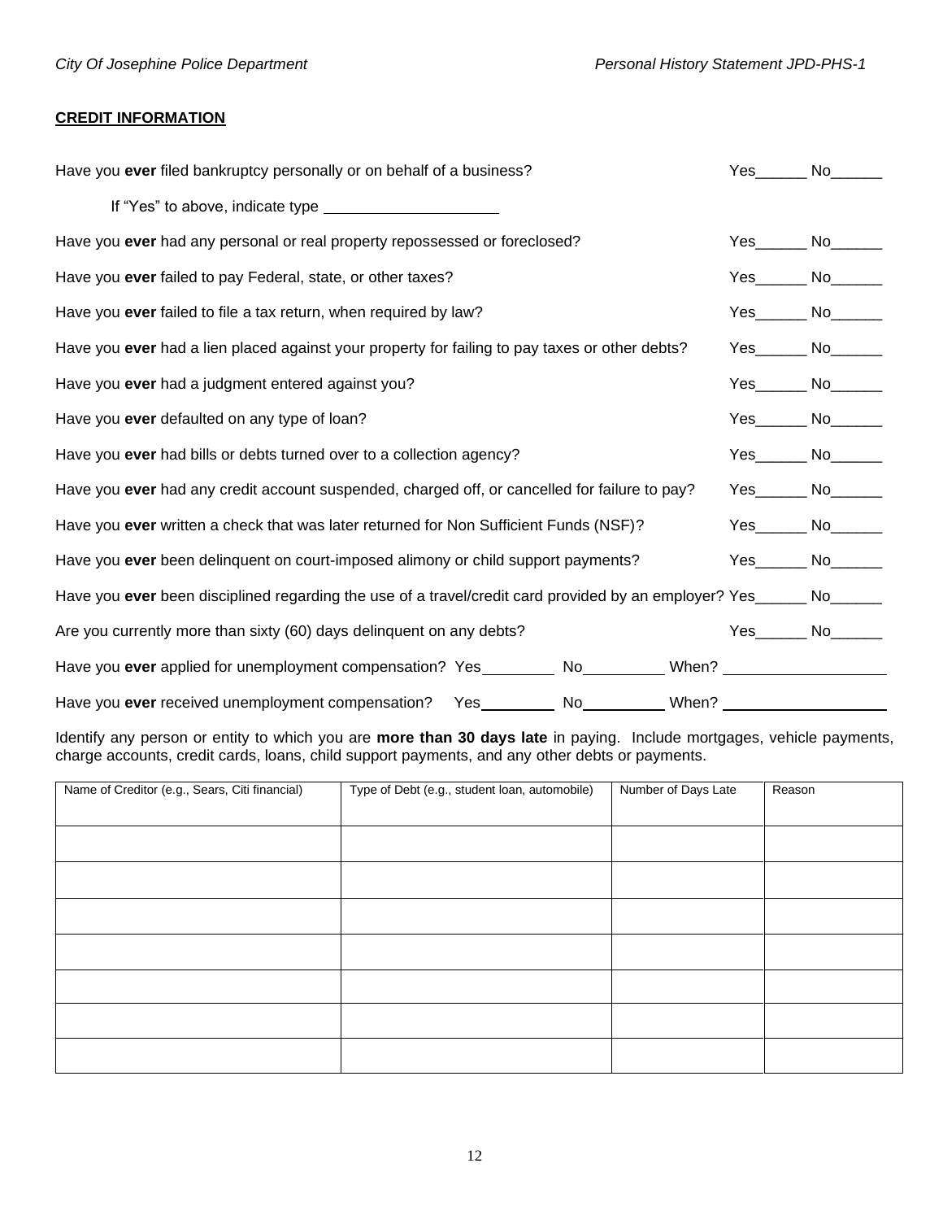**CREDIT INFORMATION**

Have you **ever** filed bankruptcy personally or on behalf of a business? Yes______ No______

If "Yes" to above, indicate type ____________________

Have you **ever** had any personal or real property repossessed or foreclosed? Yes______ No______

Have you **ever** failed to pay Federal, state, or other taxes? Yes______ No______

Have you **ever** failed to file a tax return, when required by law? Yes______ No______

Have you **ever** had a lien placed against your property for failing to pay taxes or other debts? Yes______ No______

Have you **ever** had a judgment entered against you? Yes______ No______

Have you **ever** defaulted on any type of loan? Yes______ No______

Have you **ever** had bills or debts turned over to a collection agency? Yes______ No______

Have you **ever** had any credit account suspended, charged off, or cancelled for failure to pay? Yes______ No______

Have you **ever** written a check that was later returned for Non Sufficient Funds (NSF)? Yes______ No______

Have you **ever** been delinquent on court-imposed alimony or child support payments? Yes______ No______

Have you **ever** been disciplined regarding the use of a travel/credit card provided by an employer? Yes______ No______

Are you currently more than sixty (60) days delinquent on any debts? Yes______ No______

Have you **ever** applied for unemployment compensation? Yes________ No_________ When? ___________________

Have you **ever** received unemployment compensation? Yes_________ No_________ When? ___________________

Identify any person or entity to which you are **more than 30 days late** in paying. Include mortgages, vehicle payments, charge accounts, credit cards, loans, child support payments, and any other debts or payments.

| Name of Creditor (e.g., Sears, Citi financial) | Type of Debt (e.g., student loan, automobile) | Number of Days Late | Reason |
|---|---|---|---|
| | | | |
| | | | |
| | | | |
| | | | |
| | | | |
| | | | |
| | | | |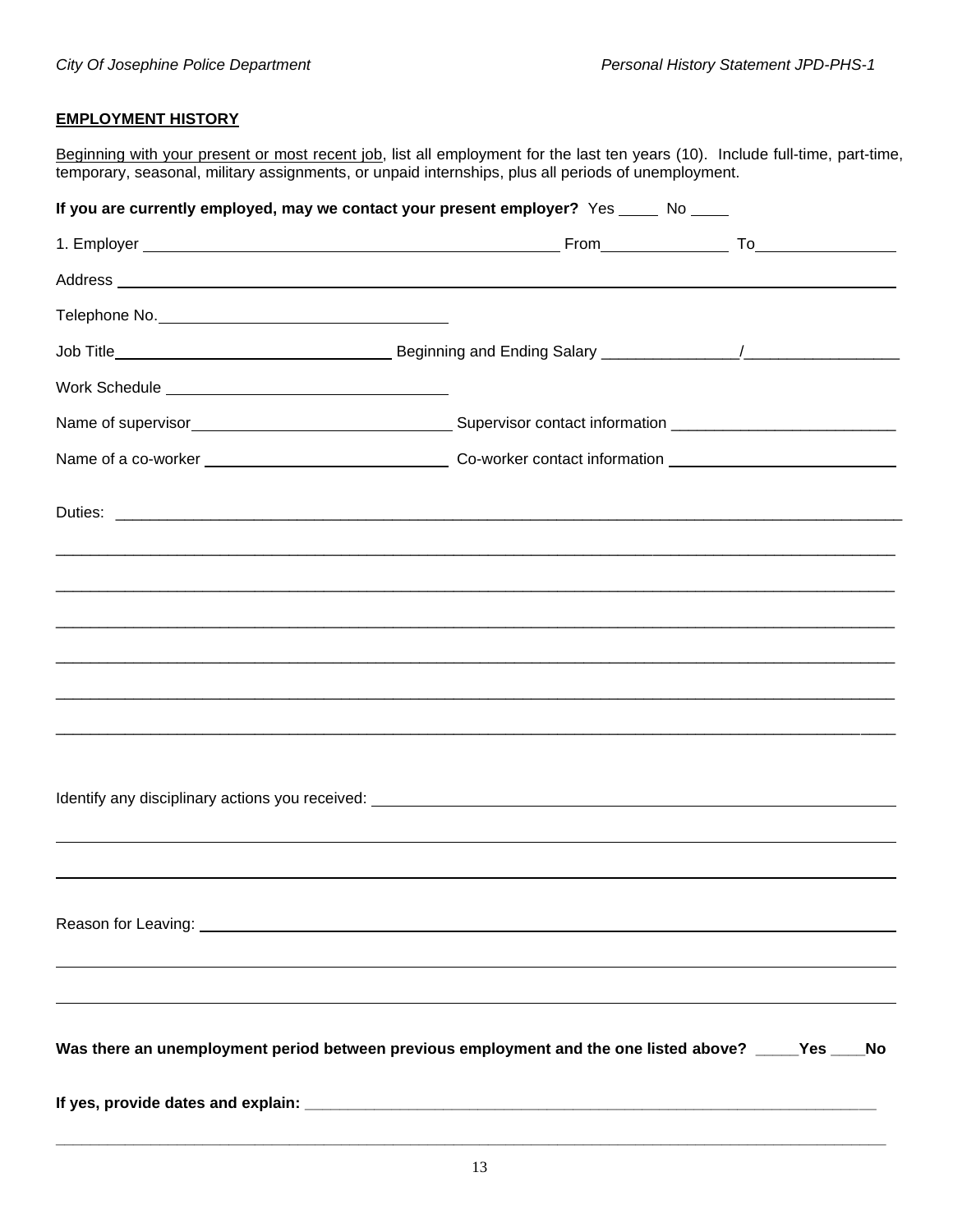## EMPLOYMENT HISTORY

Beginning with your present or most recent job, list all employment for the last ten years (10). Include full-time, part-time, temporary, seasonal, military assignments, or unpaid internships, plus all periods of unemployment.

**If you are currently employed, may we contact your present employer?** Yes _____ No _____

1. Employer ________________________________________ From______________ To______________

Address ________________________________________________________________________________

Telephone No.______________________________

Job Title______________________________ Beginning and Ending Salary _______________/_________________

Work Schedule ______________________________

Name of supervisor______________________________ Supervisor contact information _________________________

Name of a co-worker ___________________________ Co-worker contact information _________________________

Duties: ________________________________________________________________________________

________________________________________________________________________________________

________________________________________________________________________________________

________________________________________________________________________________________

________________________________________________________________________________________

________________________________________________________________________________________

________________________________________________________________________________________

Identify any disciplinary actions you received: ____________________________________________________

________________________________________________________________________________________

________________________________________________________________________________________

Reason for Leaving: _____________________________________________________________________

________________________________________________________________________________________

________________________________________________________________________________________

**Was there an unemployment period between previous employment and the one listed above? _____Yes ____No**

**If yes, provide dates and explain:** ____________________________________________________________

________________________________________________________________________________________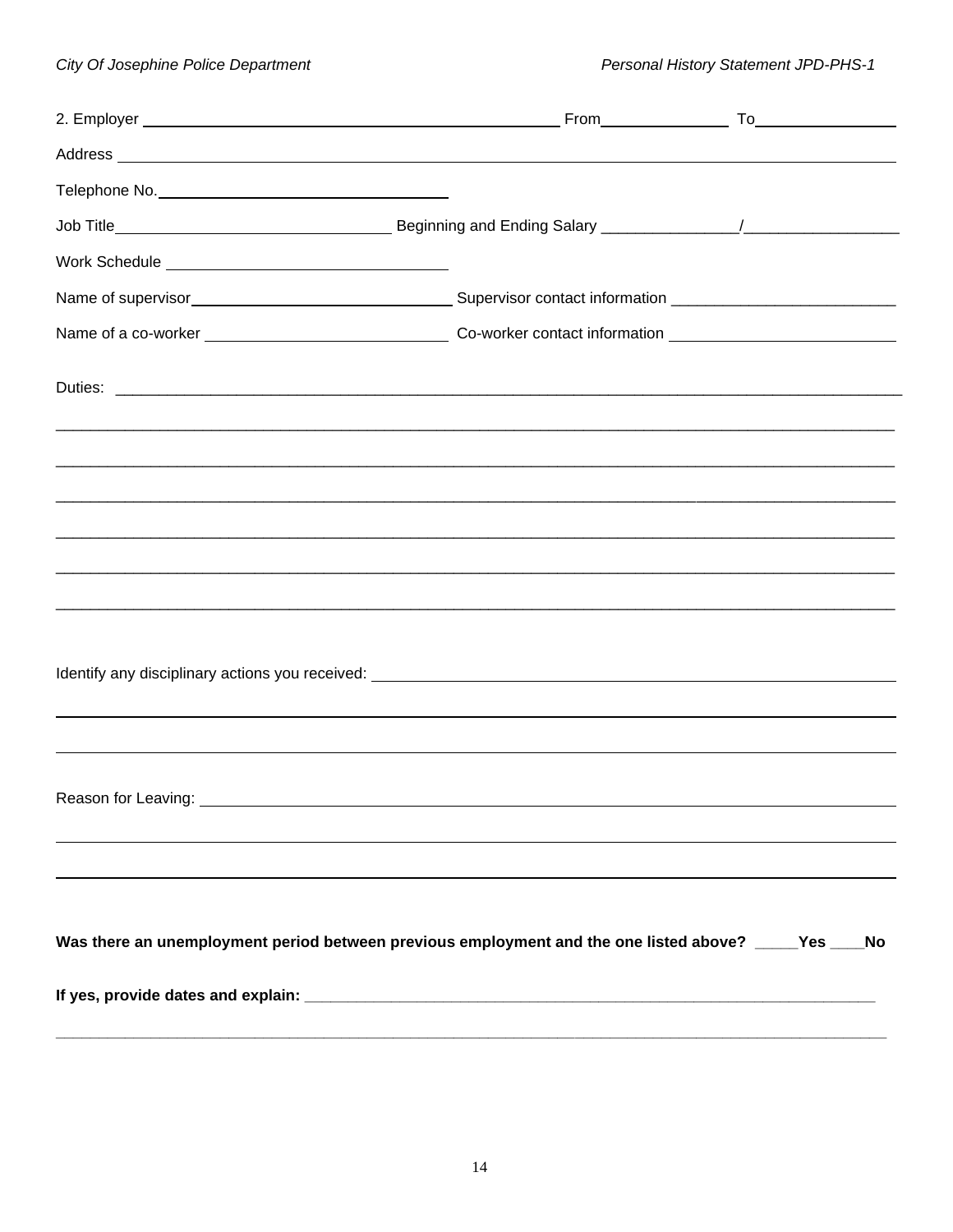2. Employer ______________________________ From ____________ To ____________

Address ______________________________________________________________

Telephone No. ______________________________

Job Title ______________________________ Beginning and Ending Salary _______________/_________________

Work Schedule ______________________________

Name of supervisor ______________________________ Supervisor contact information ________________________

Name of a co-worker ______________________________ Co-worker contact information ________________________

Duties: ______________________________________________________________

______________________________________________________________

______________________________________________________________

______________________________________________________________

______________________________________________________________

______________________________________________________________

______________________________________________________________

Identify any disciplinary actions you received: ______________________________

______________________________________________________________

______________________________________________________________

Reason for Leaving: ______________________________________________

______________________________________________________________

______________________________________________________________

**Was there an unemployment period between previous employment and the one listed above? _____Yes ____No**

**If yes, provide dates and explain:** ______________________________________________

______________________________________________________________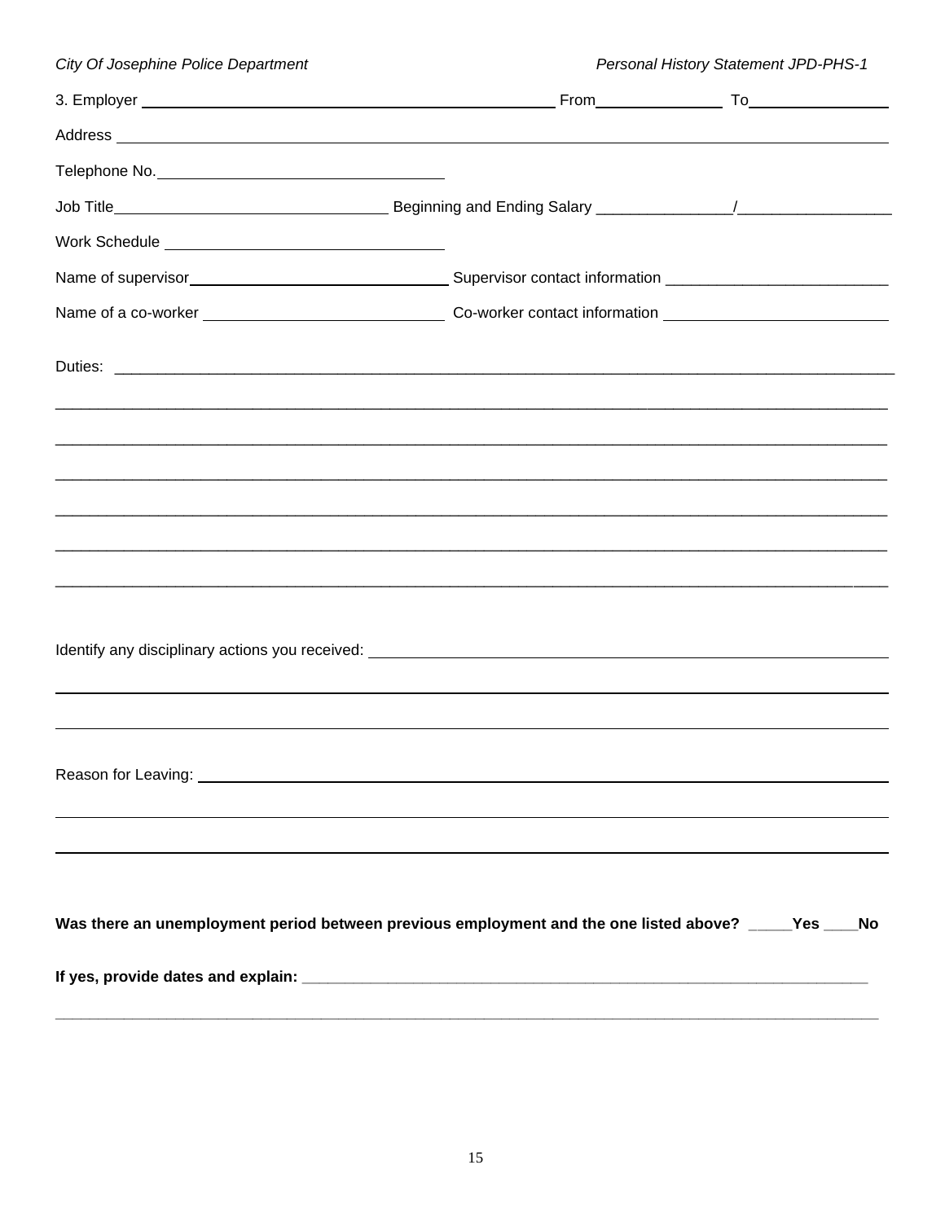3. Employer ______________________________ From__________ To__________

Address ______________________________________________________________

Telephone No.______________________________

Job Title______________________________ Beginning and Ending Salary _______________/_________________

Work Schedule ______________________________

Name of supervisor______________________________ Supervisor contact information ________________________

Name of a co-worker ______________________________ Co-worker contact information ________________________

Duties: ______________________________________________________________

______________________________________________________________

______________________________________________________________

______________________________________________________________

______________________________________________________________

______________________________________________________________

______________________________________________________________

Identify any disciplinary actions you received: ______________________________________________________________

______________________________________________________________

______________________________________________________________

Reason for Leaving: ______________________________________________________________

______________________________________________________________

______________________________________________________________

**Was there an unemployment period between previous employment and the one listed above? _____Yes ____No**

**If yes, provide dates and explain:** ______________________________________________________________

______________________________________________________________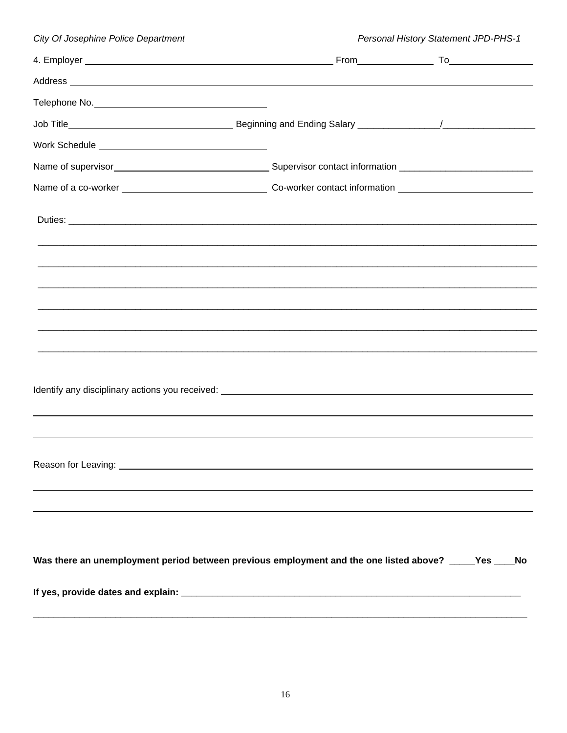4. Employer ______________________________________________ From______________ To_______________

Address ________________________________________________________________________________________

Telephone No. ______________________________

Job Title______________________________ Beginning and Ending Salary _______________/_________________

Work Schedule ______________________________

Name of supervisor____________________________ Supervisor contact information _________________________

Name of a co-worker __________________________ Co-worker contact information _________________________

Duties: _________________________________________________________________________________________

_______________________________________________________________________________________________

_______________________________________________________________________________________________

_______________________________________________________________________________________________

_______________________________________________________________________________________________

_______________________________________________________________________________________________

_______________________________________________________________________________________________

Identify any disciplinary actions you received: ______________________________________________________

_______________________________________________________________________________________________

_______________________________________________________________________________________________

Reason for Leaving: ____________________________________________________________________________

_______________________________________________________________________________________________

_______________________________________________________________________________________________

**Was there an unemployment period between previous employment and the one listed above? _____Yes ____No**

**If yes, provide dates and explain: ______________________________________________________________**

_______________________________________________________________________________________________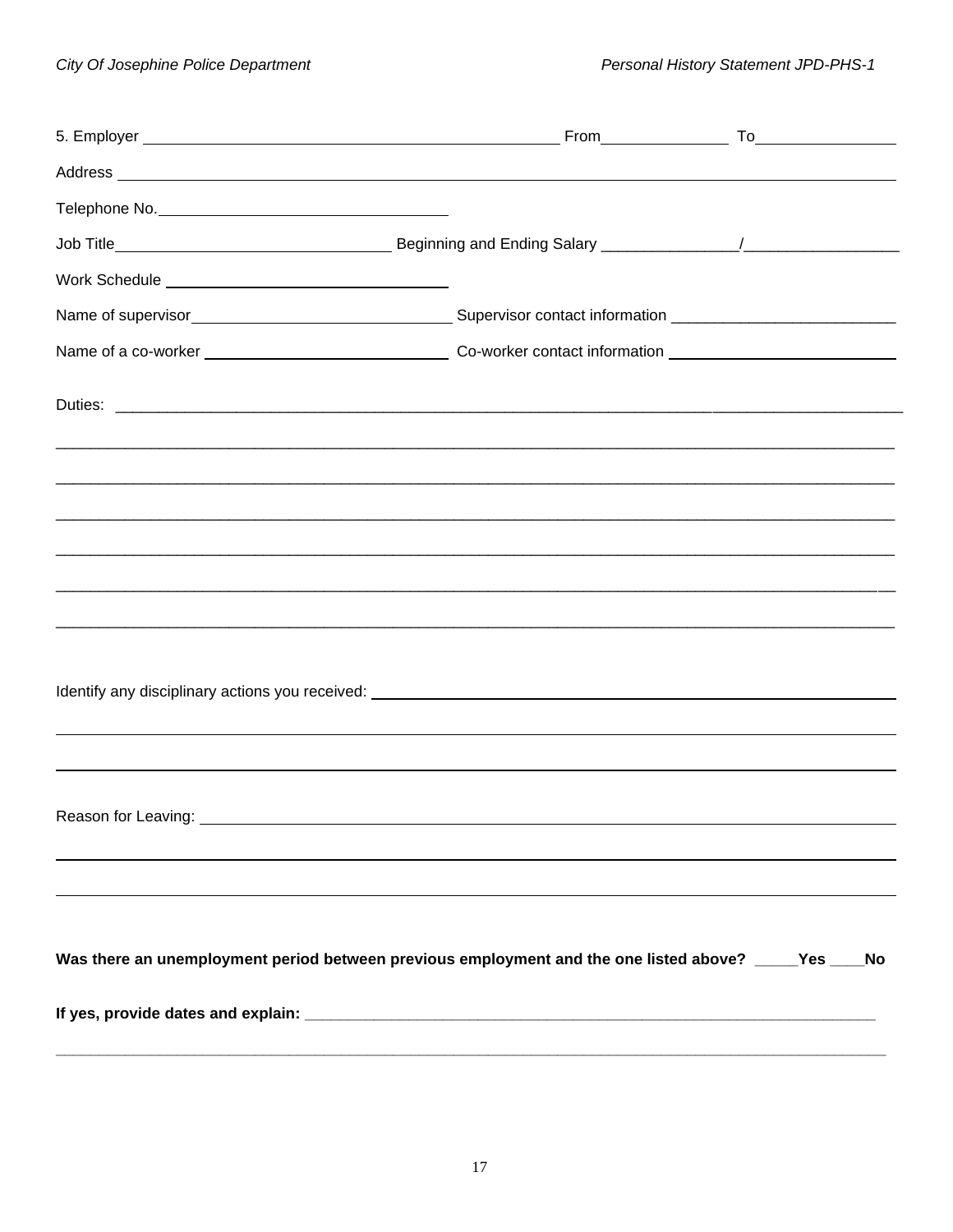5. Employer ________________________________________________ From______________ To________________

Address ___________________________________________________________________________________________

Telephone No.________________________________

Job Title______________________________ Beginning and Ending Salary _______________/_________________

Work Schedule ______________________________

Name of supervisor____________________________ Supervisor contact information _________________________

Name of a co-worker ___________________________ Co-worker contact information _________________________

Duties: ____________________________________________________________________________________________

___________________________________________________________________________________________________

___________________________________________________________________________________________________

___________________________________________________________________________________________________

___________________________________________________________________________________________________

___________________________________________________________________________________________________

___________________________________________________________________________________________________

Identify any disciplinary actions you received: _____________________________________________________________

___________________________________________________________________________________________________

___________________________________________________________________________________________________

Reason for Leaving: _________________________________________________________________________________

___________________________________________________________________________________________________

___________________________________________________________________________________________________

**Was there an unemployment period between previous employment and the one listed above? _____Yes ____No**

**If yes, provide dates and explain: ___________________________________________________________________**

___________________________________________________________________________________________________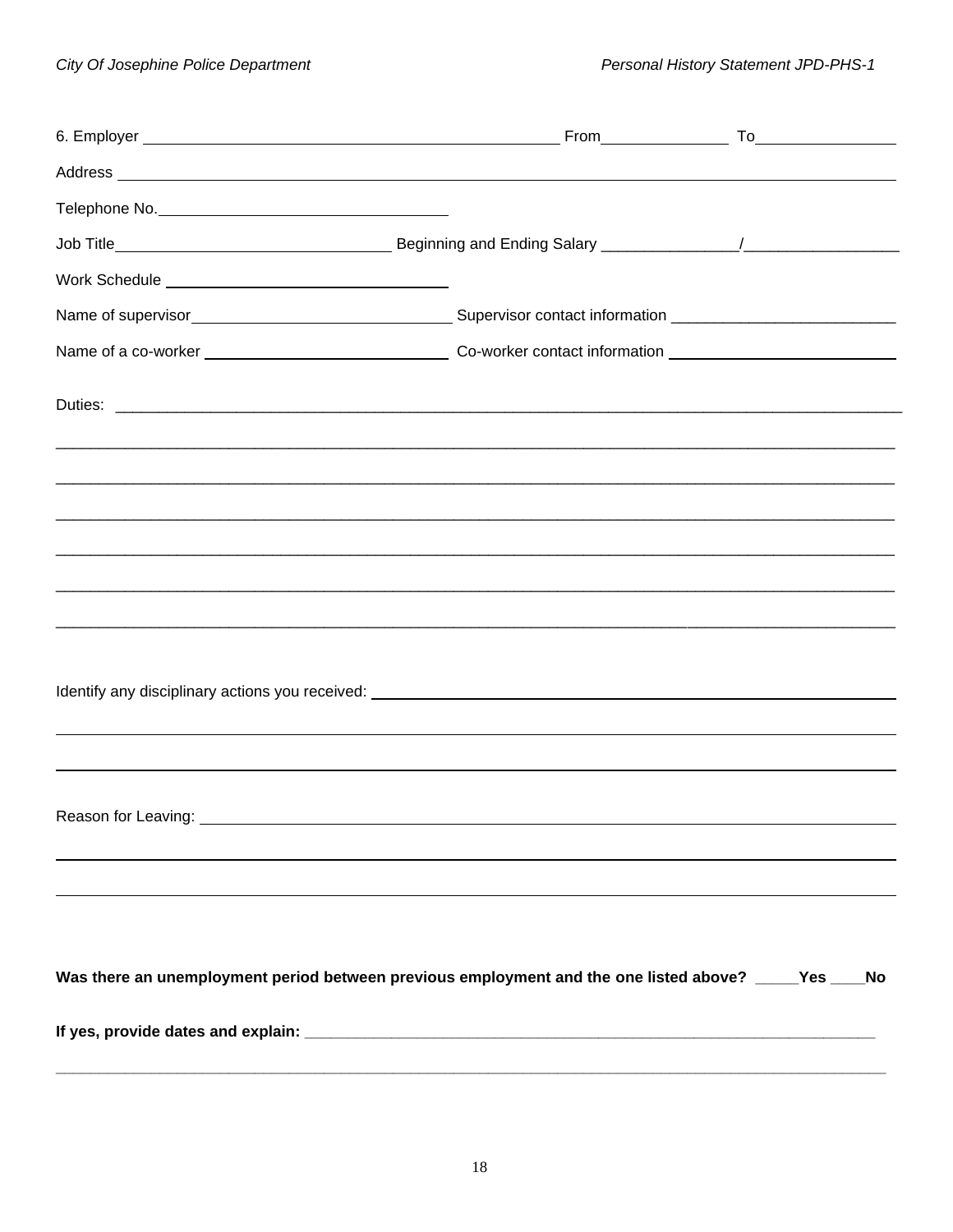6. Employer ________________________________________________ From______________ To_______________

Address _____________________________________________________________________________________

Telephone No.________________________________

Job Title______________________________ Beginning and Ending Salary _______________/_________________

Work Schedule ______________________________

Name of supervisor____________________________ Supervisor contact information _________________________

Name of a co-worker ___________________________ Co-worker contact information _________________________

Duties: ___________________________________________________________________________________________

__________________________________________________________________________________________________

__________________________________________________________________________________________________

__________________________________________________________________________________________________

__________________________________________________________________________________________________

__________________________________________________________________________________________________

__________________________________________________________________________________________________

Identify any disciplinary actions you received: ___________________________________________________________

__________________________________________________________________________________________________

__________________________________________________________________________________________________

Reason for Leaving: _______________________________________________________________________________

__________________________________________________________________________________________________

__________________________________________________________________________________________________

**Was there an unemployment period between previous employment and the one listed above? _____Yes ____No**

**If yes, provide dates and explain: ___________________________________________________________________**

__________________________________________________________________________________________________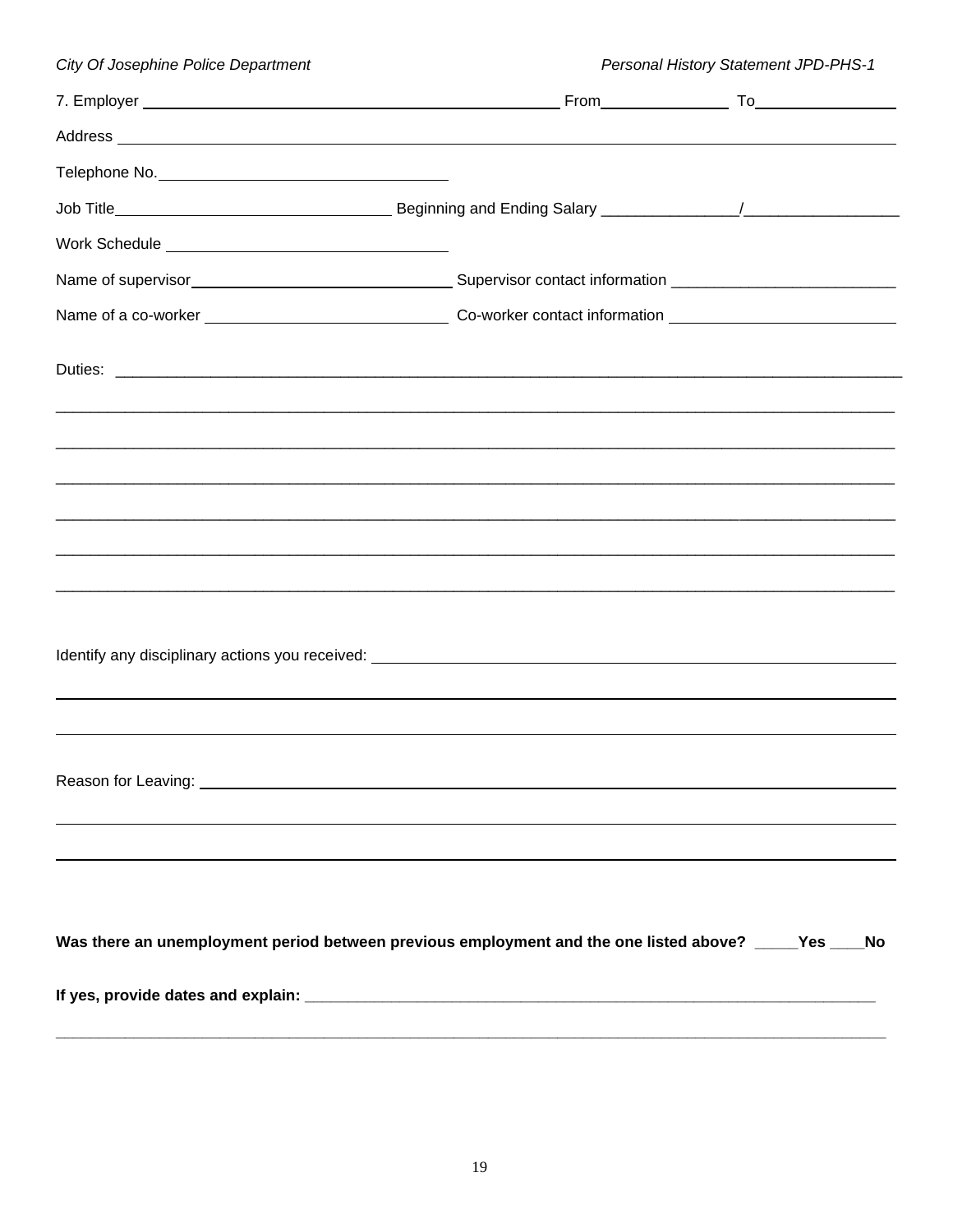7. Employer ______________________________________________ From______________ To________________

Address ______________________________________________________________________________________

Telephone No. ________________________________

Job Title________________________________ Beginning and Ending Salary _______________/_________________

Work Schedule ________________________________

Name of supervisor______________________________ Supervisor contact information _________________________

Name of a co-worker ____________________________ Co-worker contact information _________________________

Duties: ______________________________________________________________________________________

_____________________________________________________________________________________________

_____________________________________________________________________________________________

_____________________________________________________________________________________________

_____________________________________________________________________________________________

_____________________________________________________________________________________________

_____________________________________________________________________________________________

Identify any disciplinary actions you received: ___________________________________________________________

_____________________________________________________________________________________________

_____________________________________________________________________________________________

Reason for Leaving: ___________________________________________________________________________

_____________________________________________________________________________________________

_____________________________________________________________________________________________

**Was there an unemployment period between previous employment and the one listed above? _____Yes ____No**

**If yes, provide dates and explain: ______________________________________________________________**

_____________________________________________________________________________________________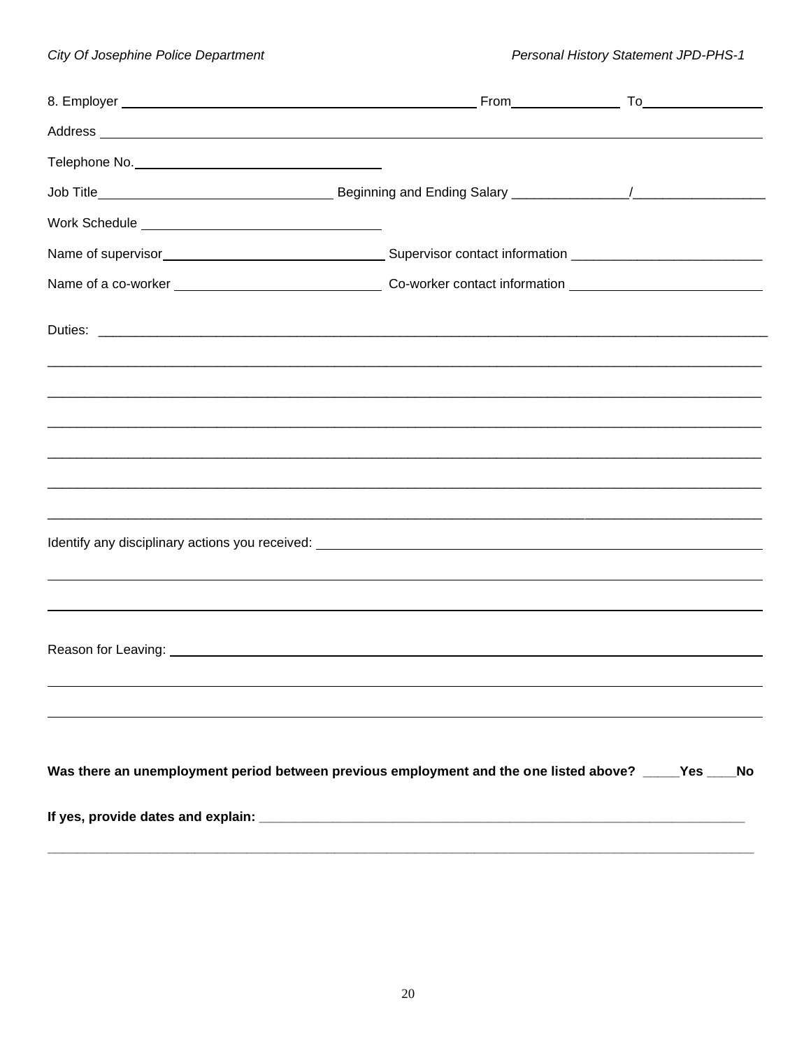8. Employer ______________________________ From____________ To______________

Address ____________________________________________________________

Telephone No.______________________________

Job Title______________________________ Beginning and Ending Salary _______________/_________________

Work Schedule ______________________________

Name of supervisor______________________________ Supervisor contact information ________________________

Name of a co-worker ______________________________ Co-worker contact information ________________________

Duties: ____________________________________________________________

____________________________________________________________

____________________________________________________________

____________________________________________________________

____________________________________________________________

____________________________________________________________

____________________________________________________________

Identify any disciplinary actions you received: ______________________________

____________________________________________________________

____________________________________________________________

Reason for Leaving: ____________________________________________________________

____________________________________________________________

____________________________________________________________

**Was there an unemployment period between previous employment and the one listed above? _____Yes ____No**

**If yes, provide dates and explain: ____________________________________________________________**

____________________________________________________________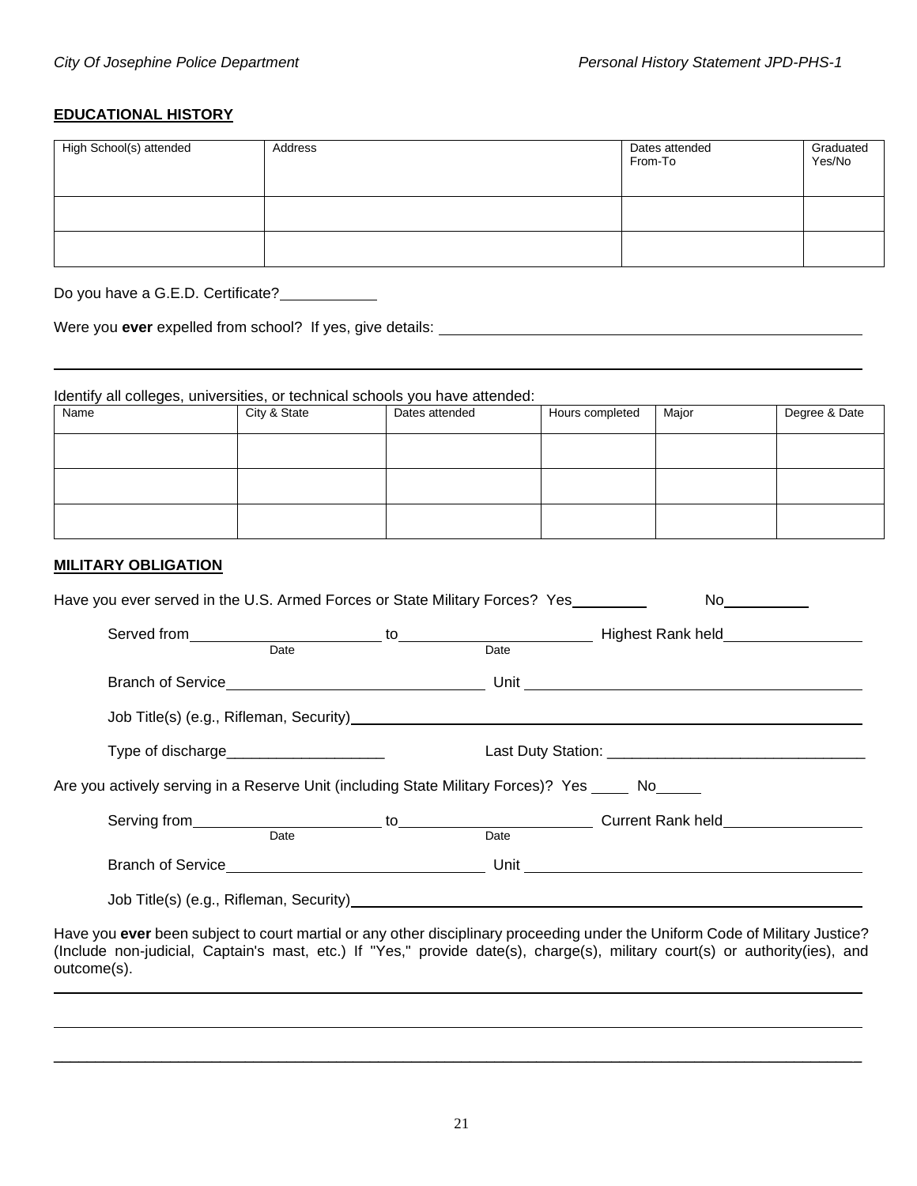## EDUCATIONAL HISTORY

| High School(s) attended | Address | Dates attended From-To | Graduated Yes/No |
|---|---|---|---|
| | | | |
| | | | |

Do you have a G.E.D. Certificate?____________

Were you **ever** expelled from school? If yes, give details: ____________________________________________________

________________________________________________________________________________________________

Identify all colleges, universities, or technical schools you have attended:

| Name | City & State | Dates attended | Hours completed | Major | Degree & Date |
|---|---|---|---|---|---|
| | | | | | |
| | | | | | |
| | | | | | |

## MILITARY OBLIGATION

Have you ever served in the U.S. Armed Forces or State Military Forces? Yes__________ No___________

Served from________________________ to________________________ Highest Rank held_________________
Date Date

Branch of Service_______________________________ Unit ________________________________________

Job Title(s) (e.g., Rifleman, Security)_____________________________________________________________

Type of discharge___________________ Last Duty Station: _______________________________

Are you actively serving in a Reserve Unit (including State Military Forces)? Yes _____ No______

Serving from________________________ to________________________ Current Rank held_________________
Date Date

Branch of Service_______________________________ Unit ________________________________________

Job Title(s) (e.g., Rifleman, Security)_____________________________________________________________

Have you **ever** been subject to court martial or any other disciplinary proceeding under the Uniform Code of Military Justice? (Include non-judicial, Captain's mast, etc.) If "Yes," provide date(s), charge(s), military court(s) or authority(ies), and outcome(s).

________________________________________________________________________________________________

________________________________________________________________________________________________

________________________________________________________________________________________________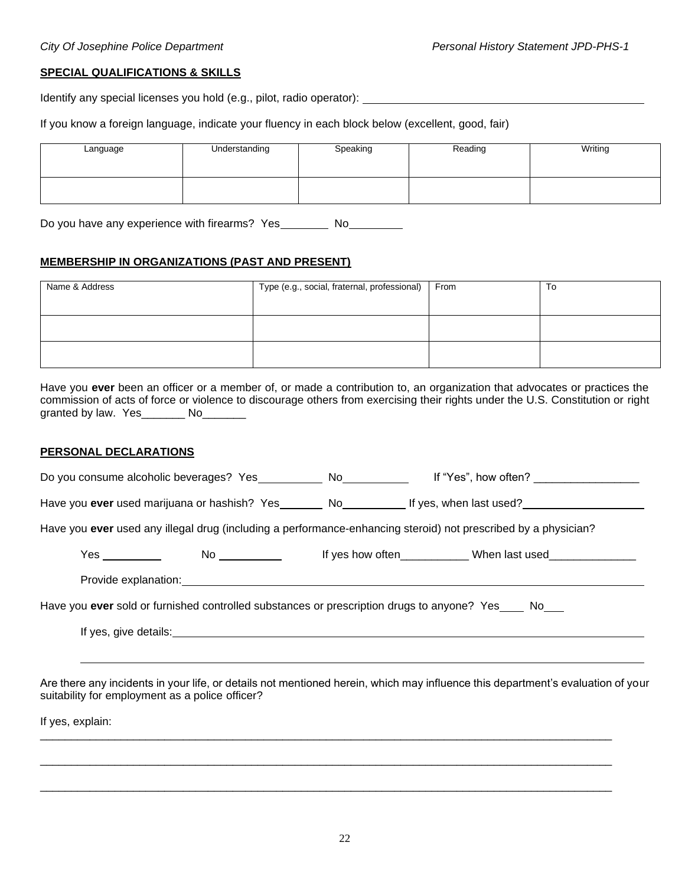## SPECIAL QUALIFICATIONS & SKILLS

Identify any special licenses you hold (e.g., pilot, radio operator): ____________________________________________

If you know a foreign language, indicate your fluency in each block below (excellent, good, fair)

| Language | Understanding | Speaking | Reading | Writing |
|---|---|---|---|---|
| | | | | |

Do you have any experience with firearms? Yes________ No_________

## MEMBERSHIP IN ORGANIZATIONS (PAST AND PRESENT)

| Name & Address | Type (e.g., social, fraternal, professional) | From | To |
|---|---|---|---|
| | | | |
| | | | |

Have you **ever** been an officer or a member of, or made a contribution to, an organization that advocates or practices the commission of acts of force or violence to discourage others from exercising their rights under the U.S. Constitution or right granted by law. Yes_______ No_______

## PERSONAL DECLARATIONS

Do you consume alcoholic beverages? Yes__________ No__________ If "Yes", how often? _________________

Have you **ever** used marijuana or hashish? Yes________ No__________ If yes, when last used?____________________

Have you **ever** used any illegal drug (including a performance-enhancing steroid) not prescribed by a physician?

Yes __________ No __________ If yes how often___________ When last used______________

Provide explanation: ____________________________________________________________________________

Have you **ever** sold or furnished controlled substances or prescription drugs to anyone? Yes____ No___

If yes, give details: ____________________________________________________________________________

____________________________________________________________________________

Are there any incidents in your life, or details not mentioned herein, which may influence this department's evaluation of your suitability for employment as a police officer?

If yes, explain:

____________________________________________________________________________________________

____________________________________________________________________________________________

____________________________________________________________________________________________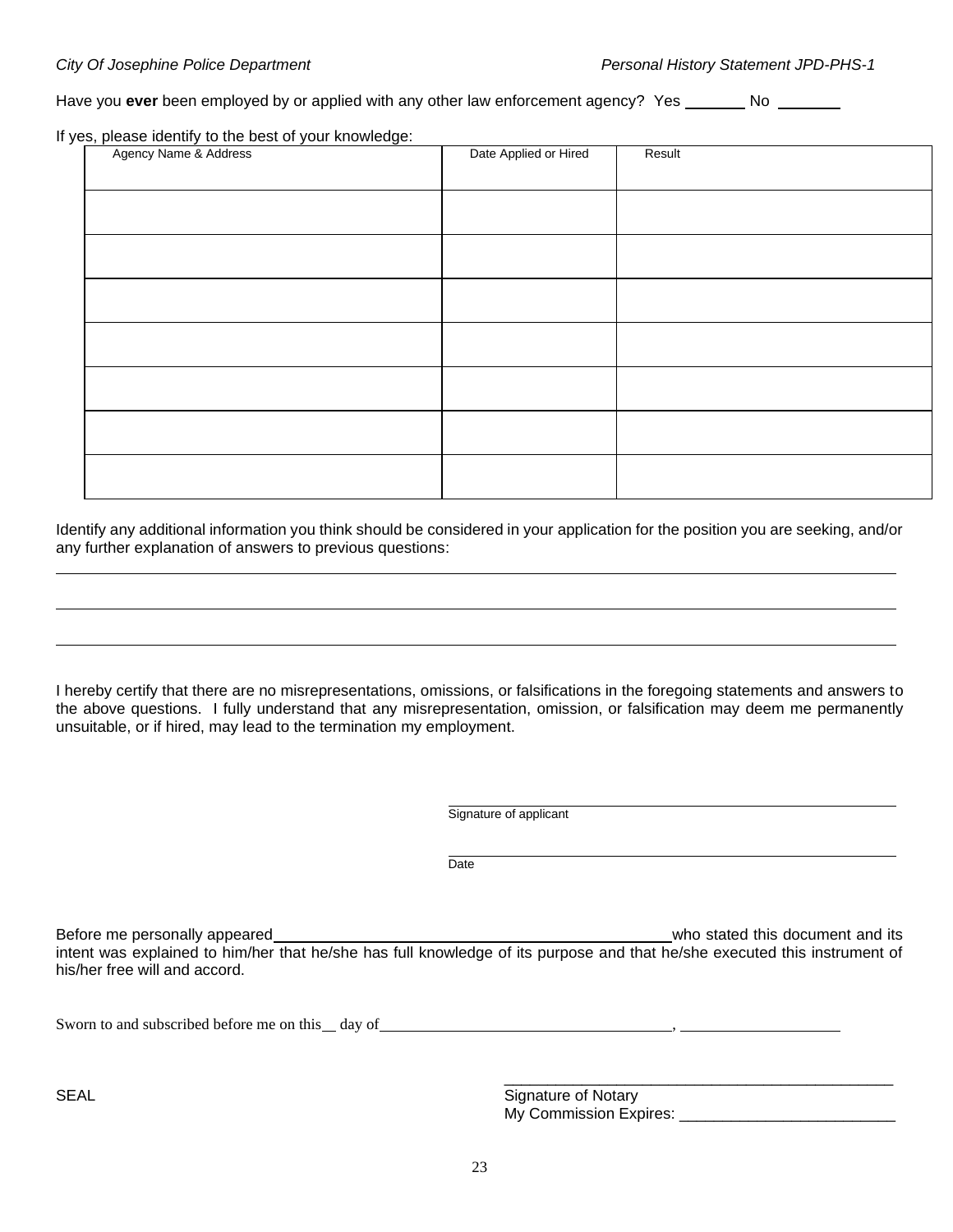Have you **ever** been employed by or applied with any other law enforcement agency? Yes _______ No _______

If yes, please identify to the best of your knowledge:

| Agency Name & Address | Date Applied or Hired | Result |
|---|---|---|
| | | |
| | | |
| | | |
| | | |
| | | |
| | | |
| | | |

Identify any additional information you think should be considered in your application for the position you are seeking, and/or any further explanation of answers to previous questions:

_______________________________________________________________________________

_______________________________________________________________________________

_______________________________________________________________________________

I hereby certify that there are no misrepresentations, omissions, or falsifications in the foregoing statements and answers to the above questions. I fully understand that any misrepresentation, omission, or falsification may deem me permanently unsuitable, or if hired, may lead to the termination my employment.

_______________________________________________
Signature of applicant

_______________________________________________
Date

Before me personally appeared _______________________________________ who stated this document and its intent was explained to him/her that he/she has full knowledge of its purpose and that he/she executed this instrument of his/her free will and accord.

Sworn to and subscribed before me on this__ day of_________________________________, __________________

SEAL

_______________________________________________
Signature of Notary
My Commission Expires: _________________________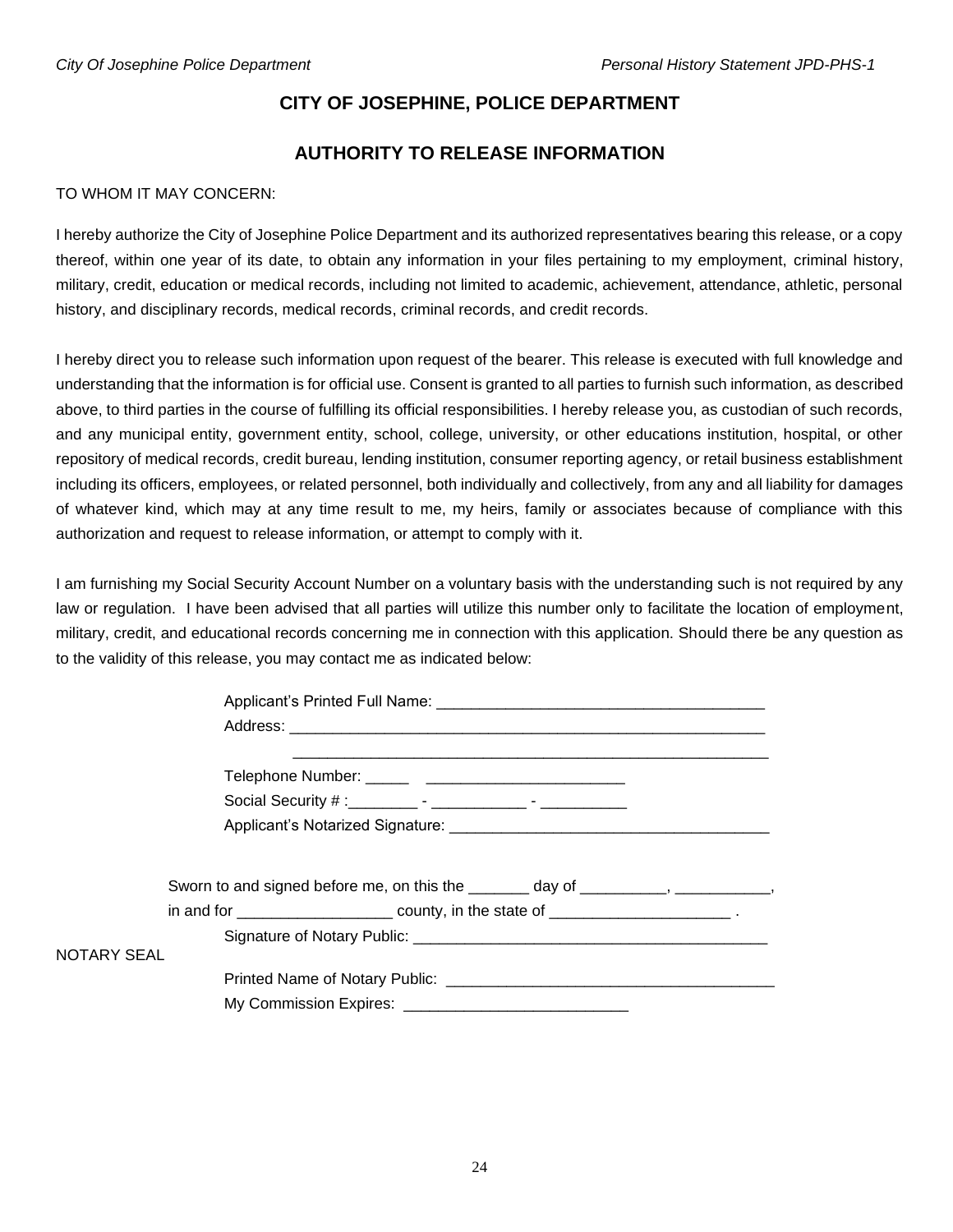## CITY OF JOSEPHINE, POLICE DEPARTMENT

## AUTHORITY TO RELEASE INFORMATION

TO WHOM IT MAY CONCERN:

I hereby authorize the City of Josephine Police Department and its authorized representatives bearing this release, or a copy thereof, within one year of its date, to obtain any information in your files pertaining to my employment, criminal history, military, credit, education or medical records, including not limited to academic, achievement, attendance, athletic, personal history, and disciplinary records, medical records, criminal records, and credit records.

I hereby direct you to release such information upon request of the bearer. This release is executed with full knowledge and understanding that the information is for official use. Consent is granted to all parties to furnish such information, as described above, to third parties in the course of fulfilling its official responsibilities. I hereby release you, as custodian of such records, and any municipal entity, government entity, school, college, university, or other educations institution, hospital, or other repository of medical records, credit bureau, lending institution, consumer reporting agency, or retail business establishment including its officers, employees, or related personnel, both individually and collectively, from any and all liability for damages of whatever kind, which may at any time result to me, my heirs, family or associates because of compliance with this authorization and request to release information, or attempt to comply with it.

I am furnishing my Social Security Account Number on a voluntary basis with the understanding such is not required by any law or regulation. I have been advised that all parties will utilize this number only to facilitate the location of employment, military, credit, and educational records concerning me in connection with this application. Should there be any question as to the validity of this release, you may contact me as indicated below:

Applicant's Printed Full Name: ______________________________________

Address: ___________________________________________________________

_____________________________________________________________

Telephone Number: _____ _______________________

Social Security # :________ - ___________ - __________

Applicant's Notarized Signature: _____________________________________

Sworn to and signed before me, on this the _______ day of __________, ___________,

in and for __________________ county, in the state of _____________________ .

Signature of Notary Public: __________________________________________

NOTARY SEAL

Printed Name of Notary Public: ______________________________________

My Commission Expires: __________________________